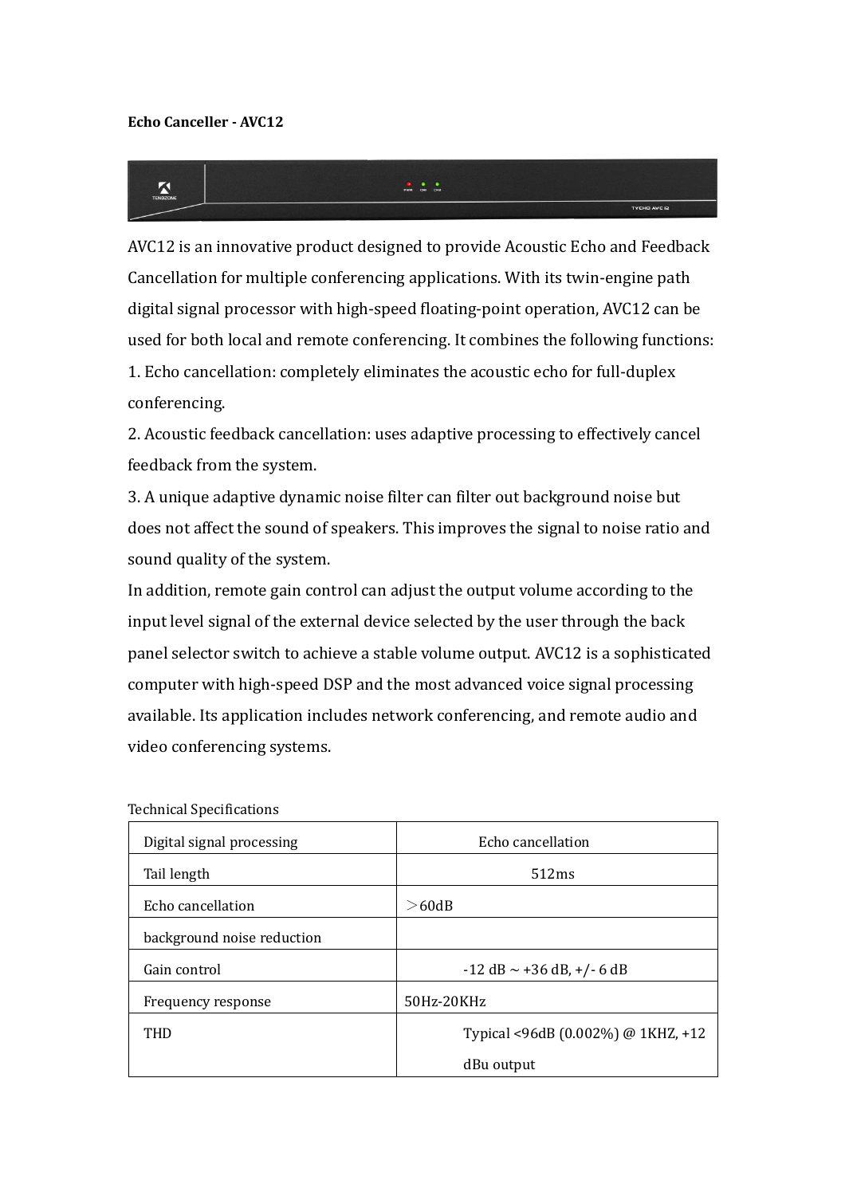**Echo Canceller - AVC12**

AVC12 is an innovative product designed to provide Acoustic Echo and Feedback Cancellation for multiple conferencing applications. With its twin-engine path digital signal processor with high-speed floating-point operation, AVC12 can be used for both local and remote conferencing. It combines the following functions:

1. Echo cancellation: completely eliminates the acoustic echo for full-duplex conferencing.
2. Acoustic feedback cancellation: uses adaptive processing to effectively cancel feedback from the system.
3. A unique adaptive dynamic noise filter can filter out background noise but does not affect the sound of speakers. This improves the signal to noise ratio and sound quality of the system.

In addition, remote gain control can adjust the output volume according to the input level signal of the external device selected by the user through the back panel selector switch to achieve a stable volume output. AVC12 is a sophisticated computer with high-speed DSP and the most advanced voice signal processing available. Its application includes network conferencing, and remote audio and video conferencing systems.

Technical Specifications

| Digital signal processing | Echo cancellation |
|---|---|
| Tail length | 512ms |
| Echo cancellation | ＞60dB |
| background noise reduction | |
| Gain control | -12 dB ~ +36 dB, +/- 6 dB |
| Frequency response | 50Hz-20KHz |
| THD | Typical <96dB (0.002%) @ 1KHZ, +12 dBu output |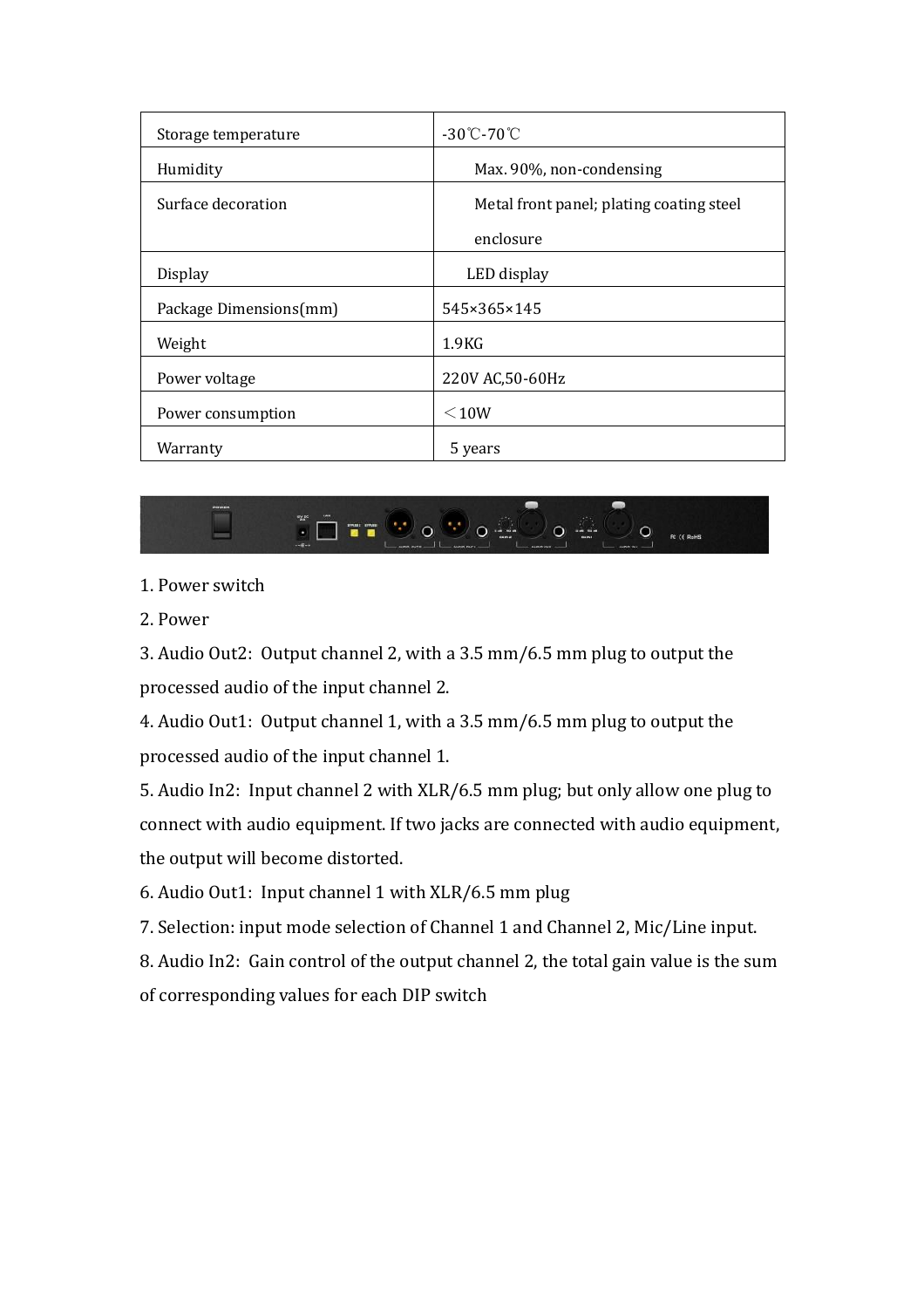| | |
|---|---|
| Storage temperature | -30℃-70℃ |
| Humidity | Max. 90%, non-condensing |
| Surface decoration | Metal front panel; plating coating steel enclosure |
| Display | LED display |
| Package Dimensions(mm) | 545×365×145 |
| Weight | 1.9KG |
| Power voltage | 220V AC,50-60Hz |
| Power consumption | ＜10W |
| Warranty | 5 years |

1. Power switch

2. Power

3. Audio Out2: Output channel 2, with a 3.5 mm/6.5 mm plug to output the processed audio of the input channel 2.

4. Audio Out1: Output channel 1, with a 3.5 mm/6.5 mm plug to output the processed audio of the input channel 1.

5. Audio In2: Input channel 2 with XLR/6.5 mm plug; but only allow one plug to connect with audio equipment. If two jacks are connected with audio equipment, the output will become distorted.

6. Audio Out1: Input channel 1 with XLR/6.5 mm plug

7. Selection: input mode selection of Channel 1 and Channel 2, Mic/Line input.

8. Audio In2: Gain control of the output channel 2, the total gain value is the sum of corresponding values for each DIP switch